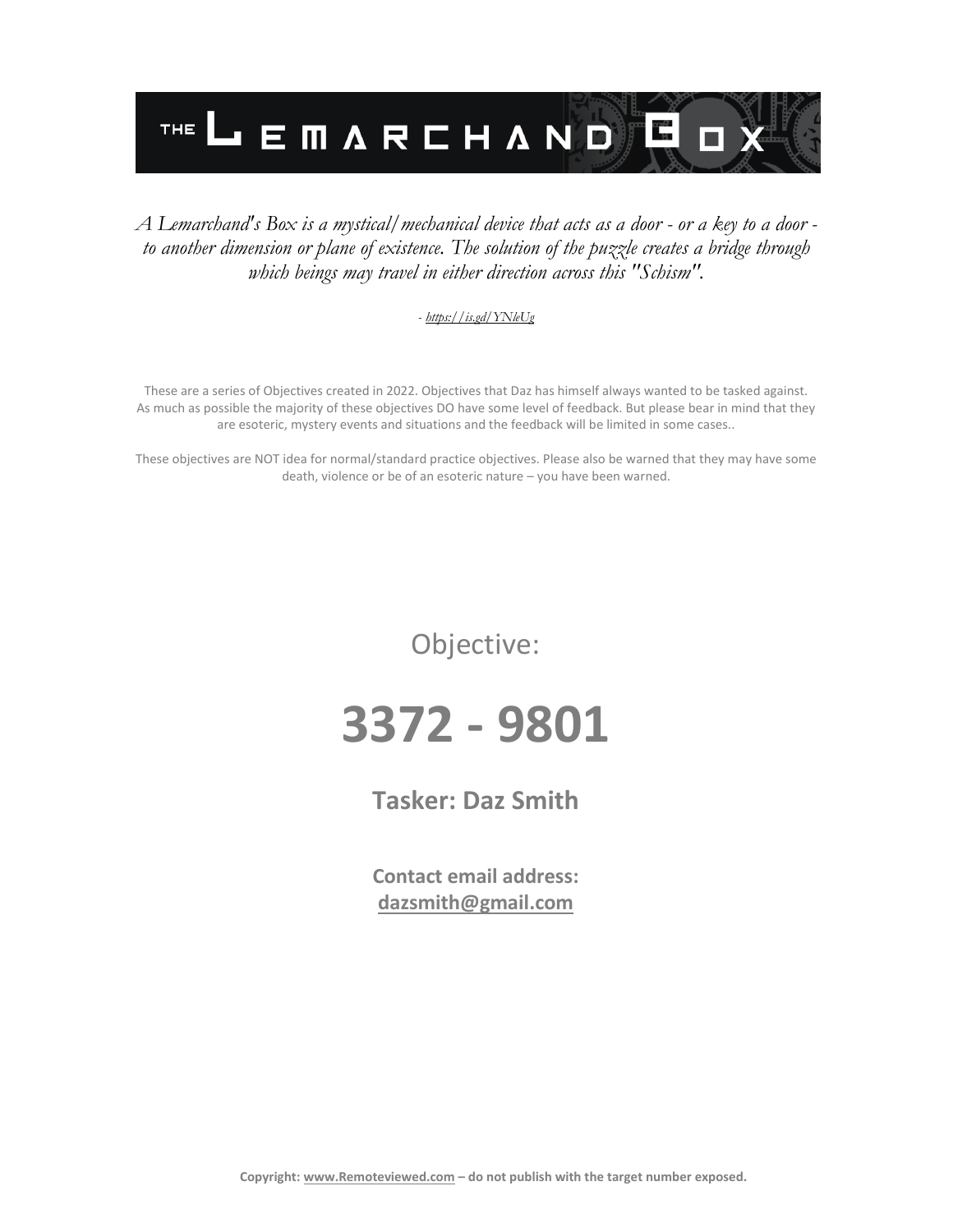# THE LEMARCHAND BOX

*A Lemarchand's Box is a mystical/mechanical device that acts as a door - or a key to a door - to another dimension or plane of existence. The solution of the puzzle creates a bridge through which beings may travel in either direction across this "Schism".*

*- https://is.gd/YNleUg*

These are a series of Objectives created in 2022. Objectives that Daz has himself always wanted to be tasked against. As much as possible the majority of these objectives DO have some level of feedback. But please bear in mind that they are esoteric, mystery events and situations and the feedback will be limited in some cases..

These objectives are NOT idea for normal/standard practice objectives. Please also be warned that they may have some death, violence or be of an esoteric nature – you have been warned.

Objective:

# 3372 - 9801

**Tasker: Daz Smith**

**Contact email address:**
**dazsmith@gmail.com**

**Copyright: www.Remoteviewed.com – do not publish with the target number exposed.**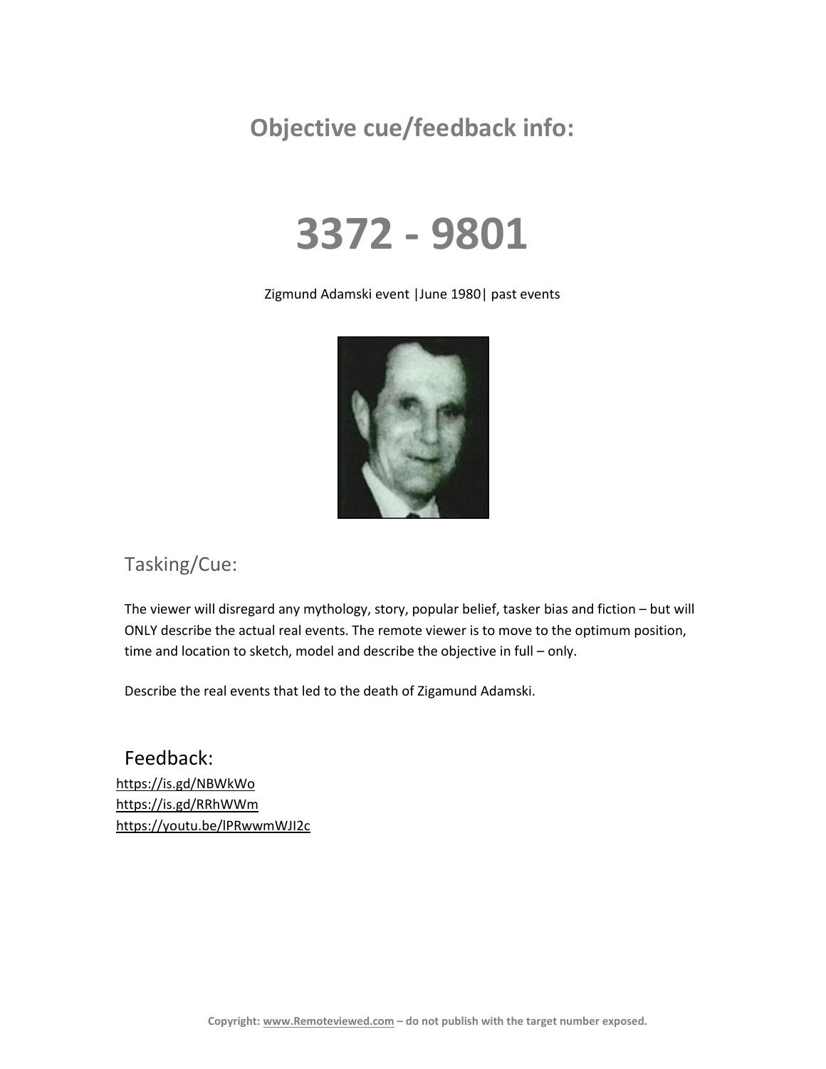## Objective cue/feedback info:

# 3372 - 9801

Zigmund Adamski event |June 1980| past events

### Tasking/Cue:

The viewer will disregard any mythology, story, popular belief, tasker bias and fiction – but will ONLY describe the actual real events. The remote viewer is to move to the optimum position, time and location to sketch, model and describe the objective in full – only.

Describe the real events that led to the death of Zigamund Adamski.

### Feedback:

https://is.gd/NBWkWo
https://is.gd/RRhWWm
https://youtu.be/lPRwwmWJI2c

Copyright: www.Remoteviewed.com – do not publish with the target number exposed.